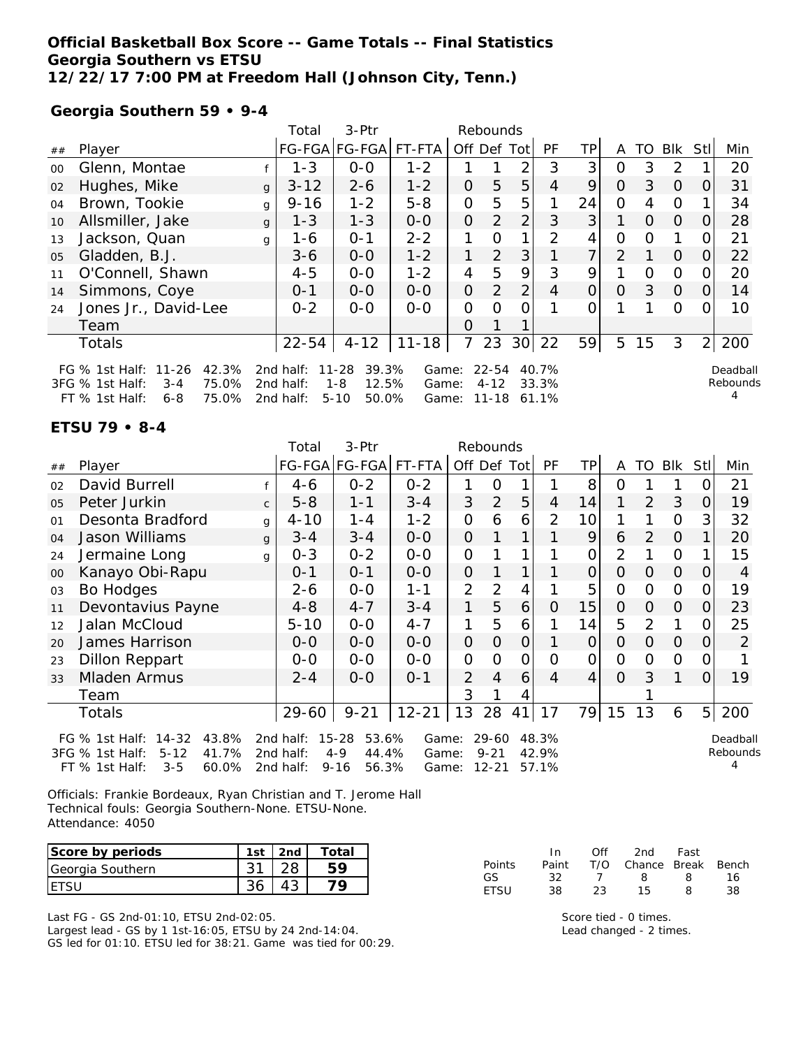# Official Basketball Box Score -- Game Totals -- Final Statistics
## Georgia Southern vs ETSU
### 12/22/17 7:00 PM at Freedom Hall (Johnson City, Tenn.)

**Georgia Southern 59 • 9-4**

| ## | Player | | Total FG-FGA | 3-Ptr FG-FGA | FT-FTA | Rebounds Off | Def | Tot | PF | TP | A | TO | Blk | Stl | Min |
|---|---|---|---|---|---|---|---|---|---|---|---|---|---|---|---|
| 00 | Glenn, Montae | f | 1-3 | 0-0 | 1-2 | 1 | 1 | 2 | 3 | 3 | 0 | 3 | 2 | 1 | 20 |
| 02 | Hughes, Mike | g | 3-12 | 2-6 | 1-2 | 0 | 5 | 5 | 4 | 9 | 0 | 3 | 0 | 0 | 31 |
| 04 | Brown, Tookie | g | 9-16 | 1-2 | 5-8 | 0 | 5 | 5 | 1 | 24 | 0 | 4 | 0 | 1 | 34 |
| 10 | Allsmiller, Jake | g | 1-3 | 1-3 | 0-0 | 0 | 2 | 2 | 3 | 3 | 1 | 0 | 0 | 0 | 28 |
| 13 | Jackson, Quan | g | 1-6 | 0-1 | 2-2 | 1 | 0 | 1 | 2 | 4 | 0 | 0 | 1 | 0 | 21 |
| 05 | Gladden, B.J. | | 3-6 | 0-0 | 1-2 | 1 | 2 | 3 | 1 | 7 | 2 | 1 | 0 | 0 | 22 |
| 11 | O'Connell, Shawn | | 4-5 | 0-0 | 1-2 | 4 | 5 | 9 | 3 | 9 | 1 | 0 | 0 | 0 | 20 |
| 14 | Simmons, Coye | | 0-1 | 0-0 | 0-0 | 0 | 2 | 2 | 4 | 0 | 0 | 3 | 0 | 0 | 14 |
| 24 | Jones Jr., David-Lee | | 0-2 | 0-0 | 0-0 | 0 | 0 | 0 | 1 | 0 | 1 | 1 | 0 | 0 | 10 |
| | Team | | | | | 0 | 1 | 1 | | | | | | | |
| | Totals | | 22-54 | 4-12 | 11-18 | 7 | 23 | 30 | 22 | 59 | 5 | 15 | 3 | 2 | 200 |

FG % 1st Half: 11-26 42.3% 2nd half: 11-28 39.3% Game: 22-54 40.7%
3FG % 1st Half: 3-4 75.0% 2nd half: 1-8 12.5% Game: 4-12 33.3%
FT % 1st Half: 6-8 75.0% 2nd half: 5-10 50.0% Game: 11-18 61.1%

Deadball Rebounds 4

**ETSU 79 • 8-4**

| ## | Player | | Total FG-FGA | 3-Ptr FG-FGA | FT-FTA | Rebounds Off | Def | Tot | PF | TP | A | TO | Blk | Stl | Min |
|---|---|---|---|---|---|---|---|---|---|---|---|---|---|---|---|
| 02 | David Burrell | f | 4-6 | 0-2 | 0-2 | 1 | 0 | 1 | 1 | 8 | 0 | 1 | 1 | 0 | 21 |
| 05 | Peter Jurkin | c | 5-8 | 1-1 | 3-4 | 3 | 2 | 5 | 4 | 14 | 1 | 2 | 3 | 0 | 19 |
| 01 | Desonta Bradford | g | 4-10 | 1-4 | 1-2 | 0 | 6 | 6 | 2 | 10 | 1 | 1 | 0 | 3 | 32 |
| 04 | Jason Williams | g | 3-4 | 3-4 | 0-0 | 0 | 1 | 1 | 1 | 9 | 6 | 2 | 0 | 1 | 20 |
| 24 | Jermaine Long | g | 0-3 | 0-2 | 0-0 | 0 | 1 | 1 | 1 | 0 | 2 | 1 | 0 | 1 | 15 |
| 00 | Kanayo Obi-Rapu | | 0-1 | 0-1 | 0-0 | 0 | 1 | 1 | 1 | 0 | 0 | 0 | 0 | 0 | 4 |
| 03 | Bo Hodges | | 2-6 | 0-0 | 1-1 | 2 | 2 | 4 | 1 | 5 | 0 | 0 | 0 | 0 | 19 |
| 11 | Devontavius Payne | | 4-8 | 4-7 | 3-4 | 1 | 5 | 6 | 0 | 15 | 0 | 0 | 0 | 0 | 23 |
| 12 | Jalan McCloud | | 5-10 | 0-0 | 4-7 | 1 | 5 | 6 | 1 | 14 | 5 | 2 | 1 | 0 | 25 |
| 20 | James Harrison | | 0-0 | 0-0 | 0-0 | 0 | 0 | 0 | 1 | 0 | 0 | 0 | 0 | 0 | 2 |
| 23 | Dillon Reppart | | 0-0 | 0-0 | 0-0 | 0 | 0 | 0 | 0 | 0 | 0 | 0 | 0 | 0 | 1 |
| 33 | Mladen Armus | | 2-4 | 0-0 | 0-1 | 2 | 4 | 6 | 4 | 4 | 0 | 3 | 1 | 0 | 19 |
| | Team | | | | | 3 | 1 | 4 | | | | 1 | | | |
| | Totals | | 29-60 | 9-21 | 12-21 | 13 | 28 | 41 | 17 | 79 | 15 | 13 | 6 | 5 | 200 |

FG % 1st Half: 14-32 43.8% 2nd half: 15-28 53.6% Game: 29-60 48.3%
3FG % 1st Half: 5-12 41.7% 2nd half: 4-9 44.4% Game: 9-21 42.9%
FT % 1st Half: 3-5 60.0% 2nd half: 9-16 56.3% Game: 12-21 57.1%

Deadball Rebounds 4

Officials: Frankie Bordeaux, Ryan Christian and T. Jerome Hall
Technical fouls: Georgia Southern-None. ETSU-None.
Attendance: 4050

| Score by periods | 1st | 2nd | Total |
|---|---|---|---|
| Georgia Southern | 31 | 28 | 59 |
| ETSU | 36 | 43 | 79 |

| Points | In Paint | Off T/O | 2nd Chance | Fast Break | Bench |
|---|---|---|---|---|---|
| GS | 32 | 7 | 8 | 8 | 16 |
| ETSU | 38 | 23 | 15 | 8 | 38 |

Last FG - GS 2nd-01:10, ETSU 2nd-02:05.
Largest lead - GS by 1 1st-16:05, ETSU by 24 2nd-14:04.
GS led for 01:10. ETSU led for 38:21. Game was tied for 00:29.

Score tied - 0 times.
Lead changed - 2 times.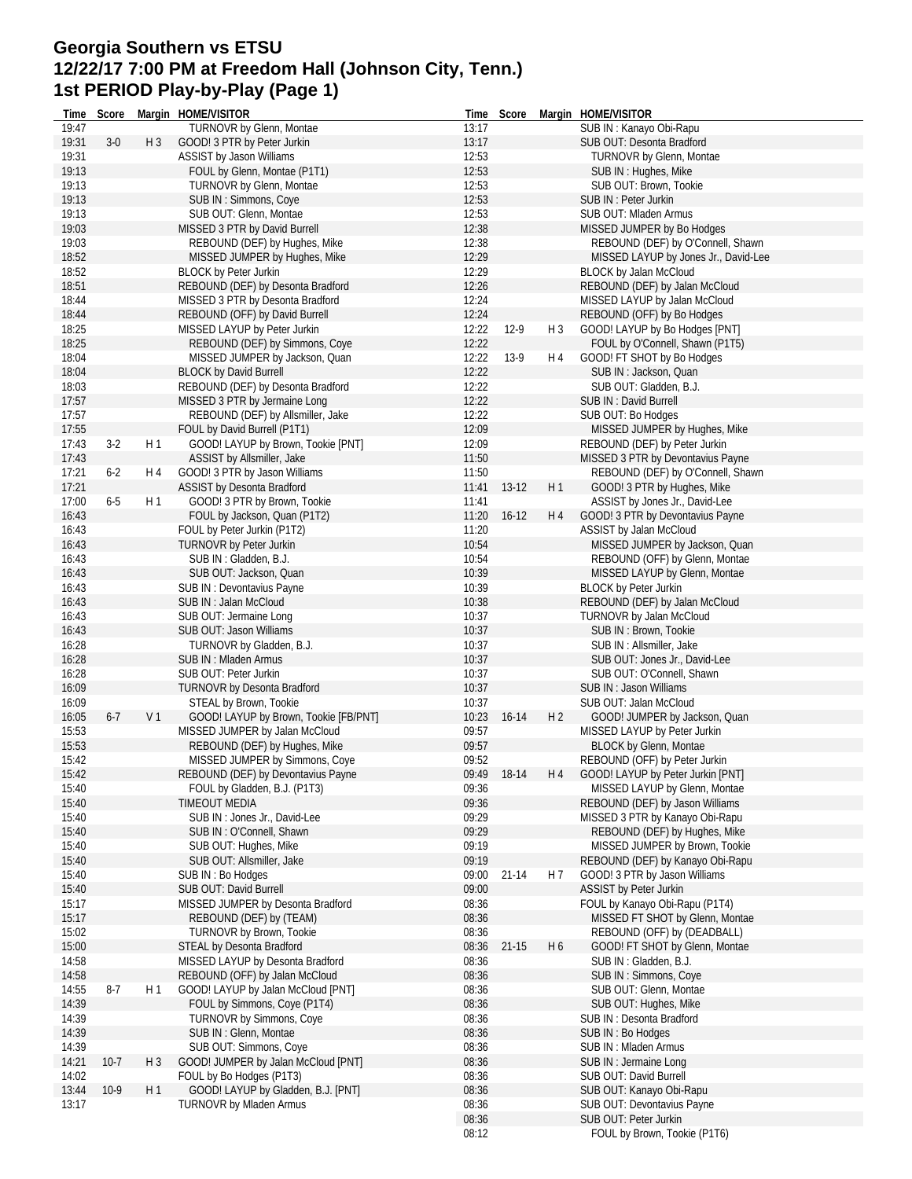# Georgia Southern vs ETSU
# 12/22/17 7:00 PM at Freedom Hall (Johnson City, Tenn.)
# 1st PERIOD Play-by-Play (Page 1)

| Time | Score | Margin | HOME/VISITOR |
|---|---|---|---|
| 19:47 | | | TURNOVR by Glenn, Montae |
| 19:31 | 3-0 | H 3 | GOOD! 3 PTR by Peter Jurkin |
| 19:31 | | | ASSIST by Jason Williams |
| 19:13 | | | FOUL by Glenn, Montae (P1T1) |
| 19:13 | | | TURNOVR by Glenn, Montae |
| 19:13 | | | SUB IN : Simmons, Coye |
| 19:13 | | | SUB OUT: Glenn, Montae |
| 19:03 | | | MISSED 3 PTR by David Burrell |
| 19:03 | | | REBOUND (DEF) by Hughes, Mike |
| 18:52 | | | MISSED JUMPER by Hughes, Mike |
| 18:52 | | | BLOCK by Peter Jurkin |
| 18:51 | | | REBOUND (DEF) by Desonta Bradford |
| 18:44 | | | MISSED 3 PTR by Desonta Bradford |
| 18:44 | | | REBOUND (OFF) by David Burrell |
| 18:25 | | | MISSED LAYUP by Peter Jurkin |
| 18:25 | | | REBOUND (DEF) by Simmons, Coye |
| 18:04 | | | MISSED JUMPER by Jackson, Quan |
| 18:04 | | | BLOCK by David Burrell |
| 18:03 | | | REBOUND (DEF) by Desonta Bradford |
| 17:57 | | | MISSED 3 PTR by Jermaine Long |
| 17:57 | | | REBOUND (DEF) by Allsmiller, Jake |
| 17:55 | | | FOUL by David Burrell (P1T1) |
| 17:43 | 3-2 | H 1 | GOOD! LAYUP by Brown, Tookie [PNT] |
| 17:43 | | | ASSIST by Allsmiller, Jake |
| 17:21 | 6-2 | H 4 | GOOD! 3 PTR by Jason Williams |
| 17:21 | | | ASSIST by Desonta Bradford |
| 17:00 | 6-5 | H 1 | GOOD! 3 PTR by Brown, Tookie |
| 16:43 | | | FOUL by Jackson, Quan (P1T2) |
| 16:43 | | | FOUL by Peter Jurkin (P1T2) |
| 16:43 | | | TURNOVR by Peter Jurkin |
| 16:43 | | | SUB IN : Gladden, B.J. |
| 16:43 | | | SUB OUT: Jackson, Quan |
| 16:43 | | | SUB IN : Devontavius Payne |
| 16:43 | | | SUB IN : Jalan McCloud |
| 16:43 | | | SUB OUT: Jermaine Long |
| 16:43 | | | SUB OUT: Jason Williams |
| 16:28 | | | TURNOVR by Gladden, B.J. |
| 16:28 | | | SUB IN : Mladen Armus |
| 16:28 | | | SUB OUT: Peter Jurkin |
| 16:09 | | | TURNOVR by Desonta Bradford |
| 16:09 | | | STEAL by Brown, Tookie |
| 16:05 | 6-7 | V 1 | GOOD! LAYUP by Brown, Tookie [FB/PNT] |
| 15:53 | | | MISSED JUMPER by Jalan McCloud |
| 15:53 | | | REBOUND (DEF) by Hughes, Mike |
| 15:42 | | | MISSED JUMPER by Simmons, Coye |
| 15:42 | | | REBOUND (DEF) by Devontavius Payne |
| 15:40 | | | FOUL by Gladden, B.J. (P1T3) |
| 15:40 | | | TIMEOUT MEDIA |
| 15:40 | | | SUB IN : Jones Jr., David-Lee |
| 15:40 | | | SUB IN : O'Connell, Shawn |
| 15:40 | | | SUB OUT: Hughes, Mike |
| 15:40 | | | SUB OUT: Allsmiller, Jake |
| 15:40 | | | SUB IN : Bo Hodges |
| 15:40 | | | SUB OUT: David Burrell |
| 15:17 | | | MISSED JUMPER by Desonta Bradford |
| 15:17 | | | REBOUND (DEF) by (TEAM) |
| 15:02 | | | TURNOVR by Brown, Tookie |
| 15:00 | | | STEAL by Desonta Bradford |
| 14:58 | | | MISSED LAYUP by Desonta Bradford |
| 14:58 | | | REBOUND (OFF) by Jalan McCloud |
| 14:55 | 8-7 | H 1 | GOOD! LAYUP by Jalan McCloud [PNT] |
| 14:39 | | | FOUL by Simmons, Coye (P1T4) |
| 14:39 | | | TURNOVR by Simmons, Coye |
| 14:39 | | | SUB IN : Glenn, Montae |
| 14:39 | | | SUB OUT: Simmons, Coye |
| 14:21 | 10-7 | H 3 | GOOD! JUMPER by Jalan McCloud [PNT] |
| 14:02 | | | FOUL by Bo Hodges (P1T3) |
| 13:44 | 10-9 | H 1 | GOOD! LAYUP by Gladden, B.J. [PNT] |
| 13:17 | | | TURNOVR by Mladen Armus |
| 13:17 | | | SUB IN : Kanayo Obi-Rapu |
| 13:17 | | | SUB OUT: Desonta Bradford |
| 12:53 | | | TURNOVR by Glenn, Montae |
| 12:53 | | | SUB IN : Hughes, Mike |
| 12:53 | | | SUB OUT: Brown, Tookie |
| 12:53 | | | SUB IN : Peter Jurkin |
| 12:53 | | | SUB OUT: Mladen Armus |
| 12:38 | | | MISSED JUMPER by Bo Hodges |
| 12:38 | | | REBOUND (DEF) by O'Connell, Shawn |
| 12:29 | | | MISSED LAYUP by Jones Jr., David-Lee |
| 12:29 | | | BLOCK by Jalan McCloud |
| 12:26 | | | REBOUND (DEF) by Jalan McCloud |
| 12:24 | | | MISSED LAYUP by Jalan McCloud |
| 12:24 | | | REBOUND (OFF) by Bo Hodges |
| 12:22 | 12-9 | H 3 | GOOD! LAYUP by Bo Hodges [PNT] |
| 12:22 | | | FOUL by O'Connell, Shawn (P1T5) |
| 12:22 | 13-9 | H 4 | GOOD! FT SHOT by Bo Hodges |
| 12:22 | | | SUB IN : Jackson, Quan |
| 12:22 | | | SUB OUT: Gladden, B.J. |
| 12:22 | | | SUB IN : David Burrell |
| 12:22 | | | SUB OUT: Bo Hodges |
| 12:09 | | | MISSED JUMPER by Hughes, Mike |
| 12:09 | | | REBOUND (DEF) by Peter Jurkin |
| 11:50 | | | MISSED 3 PTR by Devontavius Payne |
| 11:50 | | | REBOUND (DEF) by O'Connell, Shawn |
| 11:41 | 13-12 | H 1 | GOOD! 3 PTR by Hughes, Mike |
| 11:41 | | | ASSIST by Jones Jr., David-Lee |
| 11:20 | 16-12 | H 4 | GOOD! 3 PTR by Devontavius Payne |
| 11:20 | | | ASSIST by Jalan McCloud |
| 10:54 | | | MISSED JUMPER by Jackson, Quan |
| 10:54 | | | REBOUND (OFF) by Glenn, Montae |
| 10:39 | | | MISSED LAYUP by Glenn, Montae |
| 10:39 | | | BLOCK by Peter Jurkin |
| 10:38 | | | REBOUND (DEF) by Jalan McCloud |
| 10:37 | | | TURNOVR by Jalan McCloud |
| 10:37 | | | SUB IN : Brown, Tookie |
| 10:37 | | | SUB IN : Allsmiller, Jake |
| 10:37 | | | SUB OUT: Jones Jr., David-Lee |
| 10:37 | | | SUB OUT: O'Connell, Shawn |
| 10:37 | | | SUB IN : Jason Williams |
| 10:37 | | | SUB OUT: Jalan McCloud |
| 10:23 | 16-14 | H 2 | GOOD! JUMPER by Jackson, Quan |
| 09:57 | | | MISSED LAYUP by Peter Jurkin |
| 09:57 | | | BLOCK by Glenn, Montae |
| 09:52 | | | REBOUND (OFF) by Peter Jurkin |
| 09:49 | 18-14 | H 4 | GOOD! LAYUP by Peter Jurkin [PNT] |
| 09:36 | | | MISSED LAYUP by Glenn, Montae |
| 09:36 | | | REBOUND (DEF) by Jason Williams |
| 09:29 | | | MISSED 3 PTR by Kanayo Obi-Rapu |
| 09:29 | | | REBOUND (DEF) by Hughes, Mike |
| 09:19 | | | MISSED JUMPER by Brown, Tookie |
| 09:19 | | | REBOUND (DEF) by Kanayo Obi-Rapu |
| 09:00 | 21-14 | H 7 | GOOD! 3 PTR by Jason Williams |
| 09:00 | | | ASSIST by Peter Jurkin |
| 08:36 | | | FOUL by Kanayo Obi-Rapu (P1T4) |
| 08:36 | | | MISSED FT SHOT by Glenn, Montae |
| 08:36 | | | REBOUND (OFF) by (DEADBALL) |
| 08:36 | 21-15 | H 6 | GOOD! FT SHOT by Glenn, Montae |
| 08:36 | | | SUB IN : Gladden, B.J. |
| 08:36 | | | SUB IN : Simmons, Coye |
| 08:36 | | | SUB OUT: Glenn, Montae |
| 08:36 | | | SUB OUT: Hughes, Mike |
| 08:36 | | | SUB IN : Desonta Bradford |
| 08:36 | | | SUB IN : Bo Hodges |
| 08:36 | | | SUB IN : Mladen Armus |
| 08:36 | | | SUB IN : Jermaine Long |
| 08:36 | | | SUB OUT: David Burrell |
| 08:36 | | | SUB OUT: Kanayo Obi-Rapu |
| 08:36 | | | SUB OUT: Devontavius Payne |
| 08:36 | | | SUB OUT: Peter Jurkin |
| 08:12 | | | FOUL by Brown, Tookie (P1T6) |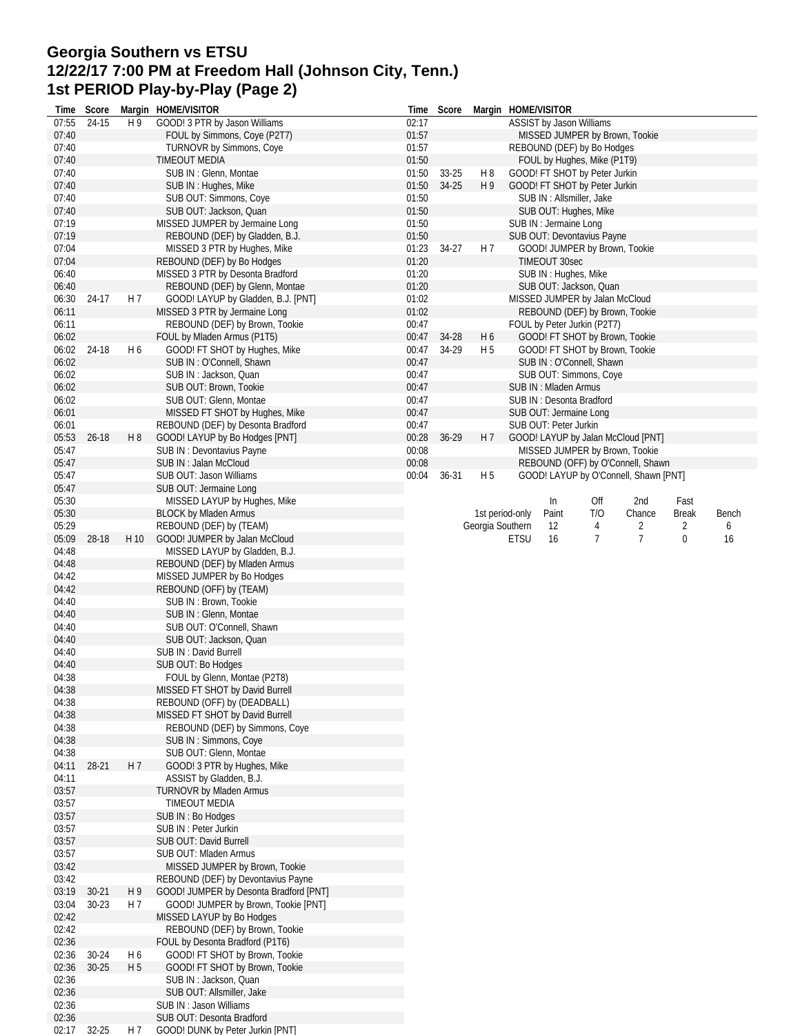# Georgia Southern vs ETSU
# 12/22/17 7:00 PM at Freedom Hall (Johnson City, Tenn.)
# 1st PERIOD Play-by-Play (Page 2)

| Time | Score | Margin | HOME/VISITOR |
|---|---|---|---|
| 07:55 | 24-15 | H 9 | GOOD! 3 PTR by Jason Williams |
| 07:40 | | | FOUL by Simmons, Coye (P2T7) |
| 07:40 | | | TURNOVR by Simmons, Coye |
| 07:40 | | | TIMEOUT MEDIA |
| 07:40 | | | SUB IN : Glenn, Montae |
| 07:40 | | | SUB IN : Hughes, Mike |
| 07:40 | | | SUB OUT: Simmons, Coye |
| 07:40 | | | SUB OUT: Jackson, Quan |
| 07:19 | | | MISSED JUMPER by Jermaine Long |
| 07:19 | | | REBOUND (DEF) by Gladden, B.J. |
| 07:04 | | | MISSED 3 PTR by Hughes, Mike |
| 07:04 | | | REBOUND (DEF) by Bo Hodges |
| 06:40 | | | MISSED 3 PTR by Desonta Bradford |
| 06:40 | | | REBOUND (DEF) by Glenn, Montae |
| 06:30 | 24-17 | H 7 | GOOD! LAYUP by Gladden, B.J. [PNT] |
| 06:11 | | | MISSED 3 PTR by Jermaine Long |
| 06:11 | | | REBOUND (DEF) by Brown, Tookie |
| 06:02 | | | FOUL by Mladen Armus (P1T5) |
| 06:02 | 24-18 | H 6 | GOOD! FT SHOT by Hughes, Mike |
| 06:02 | | | SUB IN : O'Connell, Shawn |
| 06:02 | | | SUB IN : Jackson, Quan |
| 06:02 | | | SUB OUT: Brown, Tookie |
| 06:02 | | | SUB OUT: Glenn, Montae |
| 06:01 | | | MISSED FT SHOT by Hughes, Mike |
| 06:01 | | | REBOUND (DEF) by Desonta Bradford |
| 05:53 | 26-18 | H 8 | GOOD! LAYUP by Bo Hodges [PNT] |
| 05:47 | | | SUB IN : Devontavius Payne |
| 05:47 | | | SUB IN : Jalan McCloud |
| 05:47 | | | SUB OUT: Jason Williams |
| 05:47 | | | SUB OUT: Jermaine Long |
| 05:30 | | | MISSED LAYUP by Hughes, Mike |
| 05:30 | | | BLOCK by Mladen Armus |
| 05:29 | | | REBOUND (DEF) by (TEAM) |
| 05:09 | 28-18 | H 10 | GOOD! JUMPER by Jalan McCloud |
| 04:48 | | | MISSED LAYUP by Gladden, B.J. |
| 04:48 | | | REBOUND (DEF) by Mladen Armus |
| 04:42 | | | MISSED JUMPER by Bo Hodges |
| 04:42 | | | REBOUND (OFF) by (TEAM) |
| 04:40 | | | SUB IN : Brown, Tookie |
| 04:40 | | | SUB IN : Glenn, Montae |
| 04:40 | | | SUB OUT: O'Connell, Shawn |
| 04:40 | | | SUB OUT: Jackson, Quan |
| 04:40 | | | SUB IN : David Burrell |
| 04:40 | | | SUB OUT: Bo Hodges |
| 04:38 | | | FOUL by Glenn, Montae (P2T8) |
| 04:38 | | | MISSED FT SHOT by David Burrell |
| 04:38 | | | REBOUND (OFF) by (DEADBALL) |
| 04:38 | | | MISSED FT SHOT by David Burrell |
| 04:38 | | | REBOUND (DEF) by Simmons, Coye |
| 04:38 | | | SUB IN : Simmons, Coye |
| 04:38 | | | SUB OUT: Glenn, Montae |
| 04:11 | 28-21 | H 7 | GOOD! 3 PTR by Hughes, Mike |
| 04:11 | | | ASSIST by Gladden, B.J. |
| 03:57 | | | TURNOVR by Mladen Armus |
| 03:57 | | | TIMEOUT MEDIA |
| 03:57 | | | SUB IN : Bo Hodges |
| 03:57 | | | SUB IN : Peter Jurkin |
| 03:57 | | | SUB OUT: David Burrell |
| 03:57 | | | SUB OUT: Mladen Armus |
| 03:42 | | | MISSED JUMPER by Brown, Tookie |
| 03:42 | | | REBOUND (DEF) by Devontavius Payne |
| 03:19 | 30-21 | H 9 | GOOD! JUMPER by Desonta Bradford [PNT] |
| 03:04 | 30-23 | H 7 | GOOD! JUMPER by Brown, Tookie [PNT] |
| 02:42 | | | MISSED LAYUP by Bo Hodges |
| 02:42 | | | REBOUND (DEF) by Brown, Tookie |
| 02:36 | | | FOUL by Desonta Bradford (P1T6) |
| 02:36 | 30-24 | H 6 | GOOD! FT SHOT by Brown, Tookie |
| 02:36 | 30-25 | H 5 | GOOD! FT SHOT by Brown, Tookie |
| 02:36 | | | SUB IN : Jackson, Quan |
| 02:36 | | | SUB OUT: Allsmiller, Jake |
| 02:36 | | | SUB IN : Jason Williams |
| 02:36 | | | SUB OUT: Desonta Bradford |
| 02:17 | 32-25 | H 7 | GOOD! DUNK by Peter Jurkin [PNT] |
| 02:17 | | | ASSIST by Jason Williams |
| 01:57 | | | MISSED JUMPER by Brown, Tookie |
| 01:57 | | | REBOUND (DEF) by Bo Hodges |
| 01:50 | | | FOUL by Hughes, Mike (P1T9) |
| 01:50 | 33-25 | H 8 | GOOD! FT SHOT by Peter Jurkin |
| 01:50 | 34-25 | H 9 | GOOD! FT SHOT by Peter Jurkin |
| 01:50 | | | SUB IN : Allsmiller, Jake |
| 01:50 | | | SUB OUT: Hughes, Mike |
| 01:50 | | | SUB IN : Jermaine Long |
| 01:50 | | | SUB OUT: Devontavius Payne |
| 01:23 | 34-27 | H 7 | GOOD! JUMPER by Brown, Tookie |
| 01:20 | | | TIMEOUT 30sec |
| 01:20 | | | SUB IN : Hughes, Mike |
| 01:20 | | | SUB OUT: Jackson, Quan |
| 01:02 | | | MISSED JUMPER by Jalan McCloud |
| 01:02 | | | REBOUND (DEF) by Brown, Tookie |
| 00:47 | | | FOUL by Peter Jurkin (P2T7) |
| 00:47 | 34-28 | H 6 | GOOD! FT SHOT by Brown, Tookie |
| 00:47 | 34-29 | H 5 | GOOD! FT SHOT by Brown, Tookie |
| 00:47 | | | SUB IN : O'Connell, Shawn |
| 00:47 | | | SUB OUT: Simmons, Coye |
| 00:47 | | | SUB IN : Mladen Armus |
| 00:47 | | | SUB IN : Desonta Bradford |
| 00:47 | | | SUB OUT: Jermaine Long |
| 00:47 | | | SUB OUT: Peter Jurkin |
| 00:28 | 36-29 | H 7 | GOOD! LAYUP by Jalan McCloud [PNT] |
| 00:08 | | | MISSED JUMPER by Brown, Tookie |
| 00:08 | | | REBOUND (OFF) by O'Connell, Shawn |
| 00:04 | 36-31 | H 5 | GOOD! LAYUP by O'Connell, Shawn [PNT] |

| 1st period-only | In Paint | Off T/O | 2nd Chance | Fast Break | Bench |
|---|---|---|---|---|---|
| Georgia Southern | 12 | 4 | 2 | 2 | 6 |
| ETSU | 16 | 7 | 7 | 0 | 16 |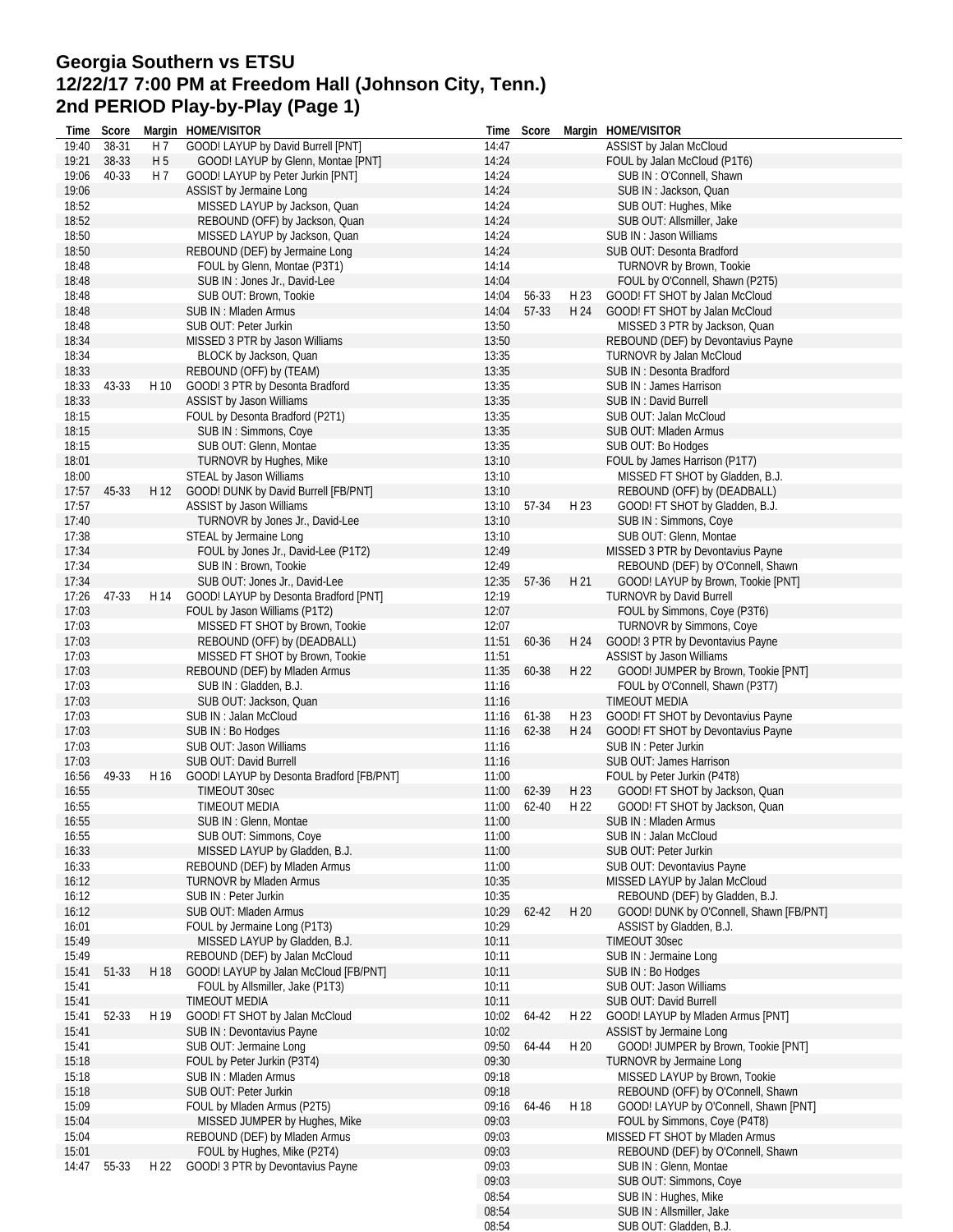# Georgia Southern vs ETSU
## 12/22/17 7:00 PM at Freedom Hall (Johnson City, Tenn.)
## 2nd PERIOD Play-by-Play (Page 1)

| Time | Score | Margin | HOME/VISITOR |
|---|---|---|---|
| 19:40 | 38-31 | H 7 | GOOD! LAYUP by David Burrell [PNT] |
| 19:21 | 38-33 | H 5 | GOOD! LAYUP by Glenn, Montae [PNT] |
| 19:06 | 40-33 | H 7 | GOOD! LAYUP by Peter Jurkin [PNT] |
| 19:06 | | | ASSIST by Jermaine Long |
| 18:52 | | | MISSED LAYUP by Jackson, Quan |
| 18:52 | | | REBOUND (OFF) by Jackson, Quan |
| 18:50 | | | MISSED LAYUP by Jackson, Quan |
| 18:50 | | | REBOUND (DEF) by Jermaine Long |
| 18:48 | | | FOUL by Glenn, Montae (P3T1) |
| 18:48 | | | SUB IN : Jones Jr., David-Lee |
| 18:48 | | | SUB OUT: Brown, Tookie |
| 18:48 | | | SUB IN : Mladen Armus |
| 18:48 | | | SUB OUT: Peter Jurkin |
| 18:34 | | | MISSED 3 PTR by Jason Williams |
| 18:34 | | | BLOCK by Jackson, Quan |
| 18:33 | | | REBOUND (OFF) by (TEAM) |
| 18:33 | 43-33 | H 10 | GOOD! 3 PTR by Desonta Bradford |
| 18:33 | | | ASSIST by Jason Williams |
| 18:15 | | | FOUL by Desonta Bradford (P2T1) |
| 18:15 | | | SUB IN : Simmons, Coye |
| 18:15 | | | SUB OUT: Glenn, Montae |
| 18:01 | | | TURNOVR by Hughes, Mike |
| 18:00 | | | STEAL by Jason Williams |
| 17:57 | 45-33 | H 12 | GOOD! DUNK by David Burrell [FB/PNT] |
| 17:57 | | | ASSIST by Jason Williams |
| 17:40 | | | TURNOVR by Jones Jr., David-Lee |
| 17:38 | | | STEAL by Jermaine Long |
| 17:34 | | | FOUL by Jones Jr., David-Lee (P1T2) |
| 17:34 | | | SUB IN : Brown, Tookie |
| 17:34 | | | SUB OUT: Jones Jr., David-Lee |
| 17:26 | 47-33 | H 14 | GOOD! LAYUP by Desonta Bradford [PNT] |
| 17:03 | | | FOUL by Jason Williams (P1T2) |
| 17:03 | | | MISSED FT SHOT by Brown, Tookie |
| 17:03 | | | REBOUND (OFF) by (DEADBALL) |
| 17:03 | | | MISSED FT SHOT by Brown, Tookie |
| 17:03 | | | REBOUND (DEF) by Mladen Armus |
| 17:03 | | | SUB IN : Gladden, B.J. |
| 17:03 | | | SUB OUT: Jackson, Quan |
| 17:03 | | | SUB IN : Jalan McCloud |
| 17:03 | | | SUB IN : Bo Hodges |
| 17:03 | | | SUB OUT: Jason Williams |
| 17:03 | | | SUB OUT: David Burrell |
| 16:56 | 49-33 | H 16 | GOOD! LAYUP by Desonta Bradford [FB/PNT] |
| 16:55 | | | TIMEOUT 30sec |
| 16:55 | | | TIMEOUT MEDIA |
| 16:55 | | | SUB IN : Glenn, Montae |
| 16:55 | | | SUB OUT: Simmons, Coye |
| 16:33 | | | MISSED LAYUP by Gladden, B.J. |
| 16:33 | | | REBOUND (DEF) by Mladen Armus |
| 16:12 | | | TURNOVR by Mladen Armus |
| 16:12 | | | SUB IN : Peter Jurkin |
| 16:12 | | | SUB OUT: Mladen Armus |
| 16:01 | | | FOUL by Jermaine Long (P1T3) |
| 15:49 | | | MISSED LAYUP by Gladden, B.J. |
| 15:49 | | | REBOUND (DEF) by Jalan McCloud |
| 15:41 | 51-33 | H 18 | GOOD! LAYUP by Jalan McCloud [FB/PNT] |
| 15:41 | | | FOUL by Allsmiller, Jake (P1T3) |
| 15:41 | | | TIMEOUT MEDIA |
| 15:41 | 52-33 | H 19 | GOOD! FT SHOT by Jalan McCloud |
| 15:41 | | | SUB IN : Devontavius Payne |
| 15:41 | | | SUB OUT: Jermaine Long |
| 15:18 | | | FOUL by Peter Jurkin (P3T4) |
| 15:18 | | | SUB IN : Mladen Armus |
| 15:18 | | | SUB OUT: Peter Jurkin |
| 15:09 | | | FOUL by Mladen Armus (P2T5) |
| 15:04 | | | MISSED JUMPER by Hughes, Mike |
| 15:04 | | | REBOUND (DEF) by Mladen Armus |
| 15:01 | | | FOUL by Hughes, Mike (P2T4) |
| 14:47 | 55-33 | H 22 | GOOD! 3 PTR by Devontavius Payne |
| 14:47 | | | ASSIST by Jalan McCloud |
| 14:24 | | | FOUL by Jalan McCloud (P1T6) |
| 14:24 | | | SUB IN : O'Connell, Shawn |
| 14:24 | | | SUB IN : Jackson, Quan |
| 14:24 | | | SUB OUT: Hughes, Mike |
| 14:24 | | | SUB OUT: Allsmiller, Jake |
| 14:24 | | | SUB IN : Jason Williams |
| 14:24 | | | SUB OUT: Desonta Bradford |
| 14:14 | | | TURNOVR by Brown, Tookie |
| 14:04 | | | FOUL by O'Connell, Shawn (P2T5) |
| 14:04 | 56-33 | H 23 | GOOD! FT SHOT by Jalan McCloud |
| 14:04 | 57-33 | H 24 | GOOD! FT SHOT by Jalan McCloud |
| 13:50 | | | MISSED 3 PTR by Jackson, Quan |
| 13:50 | | | REBOUND (DEF) by Devontavius Payne |
| 13:35 | | | TURNOVR by Jalan McCloud |
| 13:35 | | | SUB IN : Desonta Bradford |
| 13:35 | | | SUB IN : James Harrison |
| 13:35 | | | SUB IN : David Burrell |
| 13:35 | | | SUB OUT: Jalan McCloud |
| 13:35 | | | SUB OUT: Mladen Armus |
| 13:35 | | | SUB OUT: Bo Hodges |
| 13:10 | | | FOUL by James Harrison (P1T7) |
| 13:10 | | | MISSED FT SHOT by Gladden, B.J. |
| 13:10 | | | REBOUND (OFF) by (DEADBALL) |
| 13:10 | 57-34 | H 23 | GOOD! FT SHOT by Gladden, B.J. |
| 13:10 | | | SUB IN : Simmons, Coye |
| 13:10 | | | SUB OUT: Glenn, Montae |
| 12:49 | | | MISSED 3 PTR by Devontavius Payne |
| 12:49 | | | REBOUND (DEF) by O'Connell, Shawn |
| 12:35 | 57-36 | H 21 | GOOD! LAYUP by Brown, Tookie [PNT] |
| 12:19 | | | TURNOVR by David Burrell |
| 12:07 | | | FOUL by Simmons, Coye (P3T6) |
| 12:07 | | | TURNOVR by Simmons, Coye |
| 11:51 | 60-36 | H 24 | GOOD! 3 PTR by Devontavius Payne |
| 11:51 | | | ASSIST by Jason Williams |
| 11:35 | 60-38 | H 22 | GOOD! JUMPER by Brown, Tookie [PNT] |
| 11:16 | | | FOUL by O'Connell, Shawn (P3T7) |
| 11:16 | | | TIMEOUT MEDIA |
| 11:16 | 61-38 | H 23 | GOOD! FT SHOT by Devontavius Payne |
| 11:16 | 62-38 | H 24 | GOOD! FT SHOT by Devontavius Payne |
| 11:16 | | | SUB IN : Peter Jurkin |
| 11:16 | | | SUB OUT: James Harrison |
| 11:00 | | | FOUL by Peter Jurkin (P4T8) |
| 11:00 | 62-39 | H 23 | GOOD! FT SHOT by Jackson, Quan |
| 11:00 | 62-40 | H 22 | GOOD! FT SHOT by Jackson, Quan |
| 11:00 | | | SUB IN : Mladen Armus |
| 11:00 | | | SUB IN : Jalan McCloud |
| 11:00 | | | SUB OUT: Peter Jurkin |
| 11:00 | | | SUB OUT: Devontavius Payne |
| 10:35 | | | MISSED LAYUP by Jalan McCloud |
| 10:35 | | | REBOUND (DEF) by Gladden, B.J. |
| 10:29 | 62-42 | H 20 | GOOD! DUNK by O'Connell, Shawn [FB/PNT] |
| 10:29 | | | ASSIST by Gladden, B.J. |
| 10:11 | | | TIMEOUT 30sec |
| 10:11 | | | SUB IN : Jermaine Long |
| 10:11 | | | SUB IN : Bo Hodges |
| 10:11 | | | SUB OUT: Jason Williams |
| 10:11 | | | SUB OUT: David Burrell |
| 10:02 | 64-42 | H 22 | GOOD! LAYUP by Mladen Armus [PNT] |
| 10:02 | | | ASSIST by Jermaine Long |
| 09:50 | 64-44 | H 20 | GOOD! JUMPER by Brown, Tookie [PNT] |
| 09:30 | | | TURNOVR by Jermaine Long |
| 09:18 | | | MISSED LAYUP by Brown, Tookie |
| 09:18 | | | REBOUND (OFF) by O'Connell, Shawn |
| 09:16 | 64-46 | H 18 | GOOD! LAYUP by O'Connell, Shawn [PNT] |
| 09:03 | | | FOUL by Simmons, Coye (P4T8) |
| 09:03 | | | MISSED FT SHOT by Mladen Armus |
| 09:03 | | | REBOUND (DEF) by O'Connell, Shawn |
| 09:03 | | | SUB IN : Glenn, Montae |
| 09:03 | | | SUB OUT: Simmons, Coye |
| 08:54 | | | SUB IN : Hughes, Mike |
| 08:54 | | | SUB IN : Allsmiller, Jake |
| 08:54 | | | SUB OUT: Gladden, B.J. |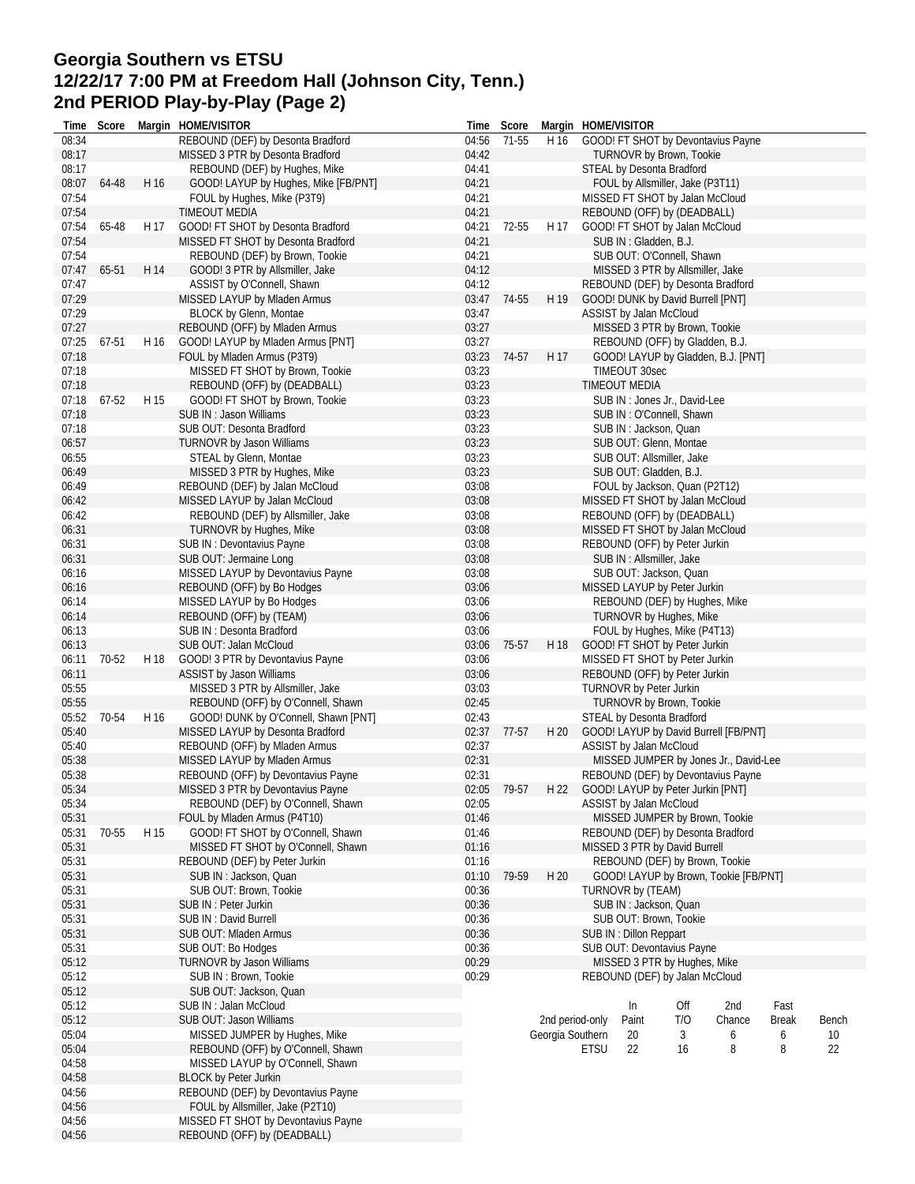# Georgia Southern vs ETSU
# 12/22/17 7:00 PM at Freedom Hall (Johnson City, Tenn.)
# 2nd PERIOD Play-by-Play (Page 2)

| Time | Score | Margin | HOME/VISITOR |
|---|---|---|---|
| 08:34 | | | REBOUND (DEF) by Desonta Bradford |
| 08:17 | | | MISSED 3 PTR by Desonta Bradford |
| 08:17 | | | REBOUND (DEF) by Hughes, Mike |
| 08:07 | 64-48 | H 16 | GOOD! LAYUP by Hughes, Mike [FB/PNT] |
| 07:54 | | | FOUL by Hughes, Mike (P3T9) |
| 07:54 | | | TIMEOUT MEDIA |
| 07:54 | 65-48 | H 17 | GOOD! FT SHOT by Desonta Bradford |
| 07:54 | | | MISSED FT SHOT by Desonta Bradford |
| 07:54 | | | REBOUND (DEF) by Brown, Tookie |
| 07:47 | 65-51 | H 14 | GOOD! 3 PTR by Allsmiller, Jake |
| 07:47 | | | ASSIST by O'Connell, Shawn |
| 07:29 | | | MISSED LAYUP by Mladen Armus |
| 07:29 | | | BLOCK by Glenn, Montae |
| 07:27 | | | REBOUND (OFF) by Mladen Armus |
| 07:25 | 67-51 | H 16 | GOOD! LAYUP by Mladen Armus [PNT] |
| 07:18 | | | FOUL by Mladen Armus (P3T9) |
| 07:18 | | | MISSED FT SHOT by Brown, Tookie |
| 07:18 | | | REBOUND (OFF) by (DEADBALL) |
| 07:18 | 67-52 | H 15 | GOOD! FT SHOT by Brown, Tookie |
| 07:18 | | | SUB IN : Jason Williams |
| 07:18 | | | SUB OUT: Desonta Bradford |
| 06:57 | | | TURNOVR by Jason Williams |
| 06:55 | | | STEAL by Glenn, Montae |
| 06:49 | | | MISSED 3 PTR by Hughes, Mike |
| 06:49 | | | REBOUND (DEF) by Jalan McCloud |
| 06:42 | | | MISSED LAYUP by Jalan McCloud |
| 06:42 | | | REBOUND (DEF) by Allsmiller, Jake |
| 06:31 | | | TURNOVR by Hughes, Mike |
| 06:31 | | | SUB IN : Devontavius Payne |
| 06:31 | | | SUB OUT: Jermaine Long |
| 06:16 | | | MISSED LAYUP by Devontavius Payne |
| 06:16 | | | REBOUND (OFF) by Bo Hodges |
| 06:14 | | | MISSED LAYUP by Bo Hodges |
| 06:14 | | | REBOUND (OFF) by (TEAM) |
| 06:13 | | | SUB IN : Desonta Bradford |
| 06:13 | | | SUB OUT: Jalan McCloud |
| 06:11 | 70-52 | H 18 | GOOD! 3 PTR by Devontavius Payne |
| 06:11 | | | ASSIST by Jason Williams |
| 05:55 | | | MISSED 3 PTR by Allsmiller, Jake |
| 05:55 | | | REBOUND (OFF) by O'Connell, Shawn |
| 05:52 | 70-54 | H 16 | GOOD! DUNK by O'Connell, Shawn [PNT] |
| 05:40 | | | MISSED LAYUP by Desonta Bradford |
| 05:40 | | | REBOUND (OFF) by Mladen Armus |
| 05:38 | | | MISSED LAYUP by Mladen Armus |
| 05:38 | | | REBOUND (OFF) by Devontavius Payne |
| 05:34 | | | MISSED 3 PTR by Devontavius Payne |
| 05:34 | | | REBOUND (DEF) by O'Connell, Shawn |
| 05:31 | | | FOUL by Mladen Armus (P4T10) |
| 05:31 | 70-55 | H 15 | GOOD! FT SHOT by O'Connell, Shawn |
| 05:31 | | | MISSED FT SHOT by O'Connell, Shawn |
| 05:31 | | | REBOUND (DEF) by Peter Jurkin |
| 05:31 | | | SUB IN : Jackson, Quan |
| 05:31 | | | SUB OUT: Brown, Tookie |
| 05:31 | | | SUB IN : Peter Jurkin |
| 05:31 | | | SUB IN : David Burrell |
| 05:31 | | | SUB OUT: Mladen Armus |
| 05:31 | | | SUB OUT: Bo Hodges |
| 05:12 | | | TURNOVR by Jason Williams |
| 05:12 | | | SUB IN : Brown, Tookie |
| 05:12 | | | SUB OUT: Jackson, Quan |
| 05:12 | | | SUB IN : Jalan McCloud |
| 05:12 | | | SUB OUT: Jason Williams |
| 05:04 | | | MISSED JUMPER by Hughes, Mike |
| 05:04 | | | REBOUND (OFF) by O'Connell, Shawn |
| 04:58 | | | MISSED LAYUP by O'Connell, Shawn |
| 04:58 | | | BLOCK by Peter Jurkin |
| 04:56 | | | REBOUND (DEF) by Devontavius Payne |
| 04:56 | | | FOUL by Allsmiller, Jake (P2T10) |
| 04:56 | | | MISSED FT SHOT by Devontavius Payne |
| 04:56 | | | REBOUND (OFF) by (DEADBALL) |
| 04:56 | 71-55 | H 16 | GOOD! FT SHOT by Devontavius Payne |
| 04:42 | | | TURNOVR by Brown, Tookie |
| 04:41 | | | STEAL by Desonta Bradford |
| 04:21 | | | FOUL by Allsmiller, Jake (P3T11) |
| 04:21 | | | MISSED FT SHOT by Jalan McCloud |
| 04:21 | | | REBOUND (OFF) by (DEADBALL) |
| 04:21 | 72-55 | H 17 | GOOD! FT SHOT by Jalan McCloud |
| 04:21 | | | SUB IN : Gladden, B.J. |
| 04:21 | | | SUB OUT: O'Connell, Shawn |
| 04:12 | | | MISSED 3 PTR by Allsmiller, Jake |
| 04:12 | | | REBOUND (DEF) by Desonta Bradford |
| 03:47 | 74-55 | H 19 | GOOD! DUNK by David Burrell [PNT] |
| 03:47 | | | ASSIST by Jalan McCloud |
| 03:27 | | | MISSED 3 PTR by Brown, Tookie |
| 03:27 | | | REBOUND (OFF) by Gladden, B.J. |
| 03:23 | 74-57 | H 17 | GOOD! LAYUP by Gladden, B.J. [PNT] |
| 03:23 | | | TIMEOUT 30sec |
| 03:23 | | | TIMEOUT MEDIA |
| 03:23 | | | SUB IN : Jones Jr., David-Lee |
| 03:23 | | | SUB IN : O'Connell, Shawn |
| 03:23 | | | SUB IN : Jackson, Quan |
| 03:23 | | | SUB OUT: Glenn, Montae |
| 03:23 | | | SUB OUT: Allsmiller, Jake |
| 03:23 | | | SUB OUT: Gladden, B.J. |
| 03:08 | | | FOUL by Jackson, Quan (P2T12) |
| 03:08 | | | MISSED FT SHOT by Jalan McCloud |
| 03:08 | | | REBOUND (OFF) by (DEADBALL) |
| 03:08 | | | MISSED FT SHOT by Jalan McCloud |
| 03:08 | | | REBOUND (OFF) by Peter Jurkin |
| 03:08 | | | SUB IN : Allsmiller, Jake |
| 03:08 | | | SUB OUT: Jackson, Quan |
| 03:06 | | | MISSED LAYUP by Peter Jurkin |
| 03:06 | | | REBOUND (DEF) by Hughes, Mike |
| 03:06 | | | TURNOVR by Hughes, Mike |
| 03:06 | | | FOUL by Hughes, Mike (P4T13) |
| 03:06 | 75-57 | H 18 | GOOD! FT SHOT by Peter Jurkin |
| 03:06 | | | MISSED FT SHOT by Peter Jurkin |
| 03:06 | | | REBOUND (OFF) by Peter Jurkin |
| 03:03 | | | TURNOVR by Peter Jurkin |
| 02:45 | | | TURNOVR by Brown, Tookie |
| 02:43 | | | STEAL by Desonta Bradford |
| 02:37 | 77-57 | H 20 | GOOD! LAYUP by David Burrell [FB/PNT] |
| 02:37 | | | ASSIST by Jalan McCloud |
| 02:31 | | | MISSED JUMPER by Jones Jr., David-Lee |
| 02:31 | | | REBOUND (DEF) by Devontavius Payne |
| 02:05 | 79-57 | H 22 | GOOD! LAYUP by Peter Jurkin [PNT] |
| 02:05 | | | ASSIST by Jalan McCloud |
| 01:46 | | | MISSED JUMPER by Brown, Tookie |
| 01:46 | | | REBOUND (DEF) by Desonta Bradford |
| 01:16 | | | MISSED 3 PTR by David Burrell |
| 01:16 | | | REBOUND (DEF) by Brown, Tookie |
| 01:10 | 79-59 | H 20 | GOOD! LAYUP by Brown, Tookie [FB/PNT] |
| 00:36 | | | TURNOVR by (TEAM) |
| 00:36 | | | SUB IN : Jackson, Quan |
| 00:36 | | | SUB OUT: Brown, Tookie |
| 00:36 | | | SUB IN : Dillon Reppart |
| 00:36 | | | SUB OUT: Devontavius Payne |
| 00:29 | | | MISSED 3 PTR by Hughes, Mike |
| 00:29 | | | REBOUND (DEF) by Jalan McCloud |

| 2nd period-only | In Paint | Off T/O | 2nd Chance | Fast Break | Bench |
|---|---|---|---|---|---|
| Georgia Southern | 20 | 3 | 6 | 6 | 10 |
| ETSU | 22 | 16 | 8 | 8 | 22 |